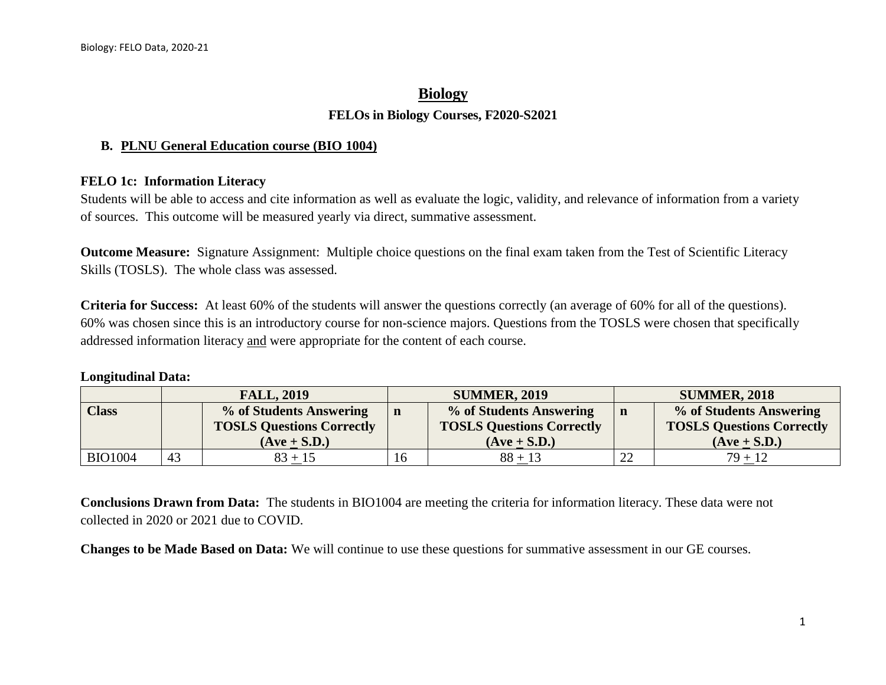# Biology

### FELOs in Biology Courses, F2020-S2021

## B. PLNU General Education course (BIO 1004)

**FELO 1c: Information Literacy**

Students will be able to access and cite information as well as evaluate the logic, validity, and relevance of information from a variety of sources. This outcome will be measured yearly via direct, summative assessment.

**Outcome Measure:** Signature Assignment: Multiple choice questions on the final exam taken from the Test of Scientific Literacy Skills (TOSLS). The whole class was assessed.

**Criteria for Success:** At least 60% of the students will answer the questions correctly (an average of 60% for all of the questions). 60% was chosen since this is an introductory course for non-science majors. Questions from the TOSLS were chosen that specifically addressed information literacy and were appropriate for the content of each course.

**Longitudinal Data:**

| | FALL, 2019 | | SUMMER, 2019 | | SUMMER, 2018 | |
|---|---|---|---|---|---|---|
| **Class** | | **% of Students Answering TOSLS Questions Correctly (Ave $\pm$ S.D.)** | **n** | **% of Students Answering TOSLS Questions Correctly (Ave $\pm$ S.D.)** | **n** | **% of Students Answering TOSLS Questions Correctly (Ave $\pm$ S.D.)** |
| BIO1004 | 43 | $83 \pm 15$ | 16 | $88 \pm 13$ | 22 | $79 \pm 12$ |

**Conclusions Drawn from Data:** The students in BIO1004 are meeting the criteria for information literacy. These data were not collected in 2020 or 2021 due to COVID.

**Changes to be Made Based on Data:** We will continue to use these questions for summative assessment in our GE courses.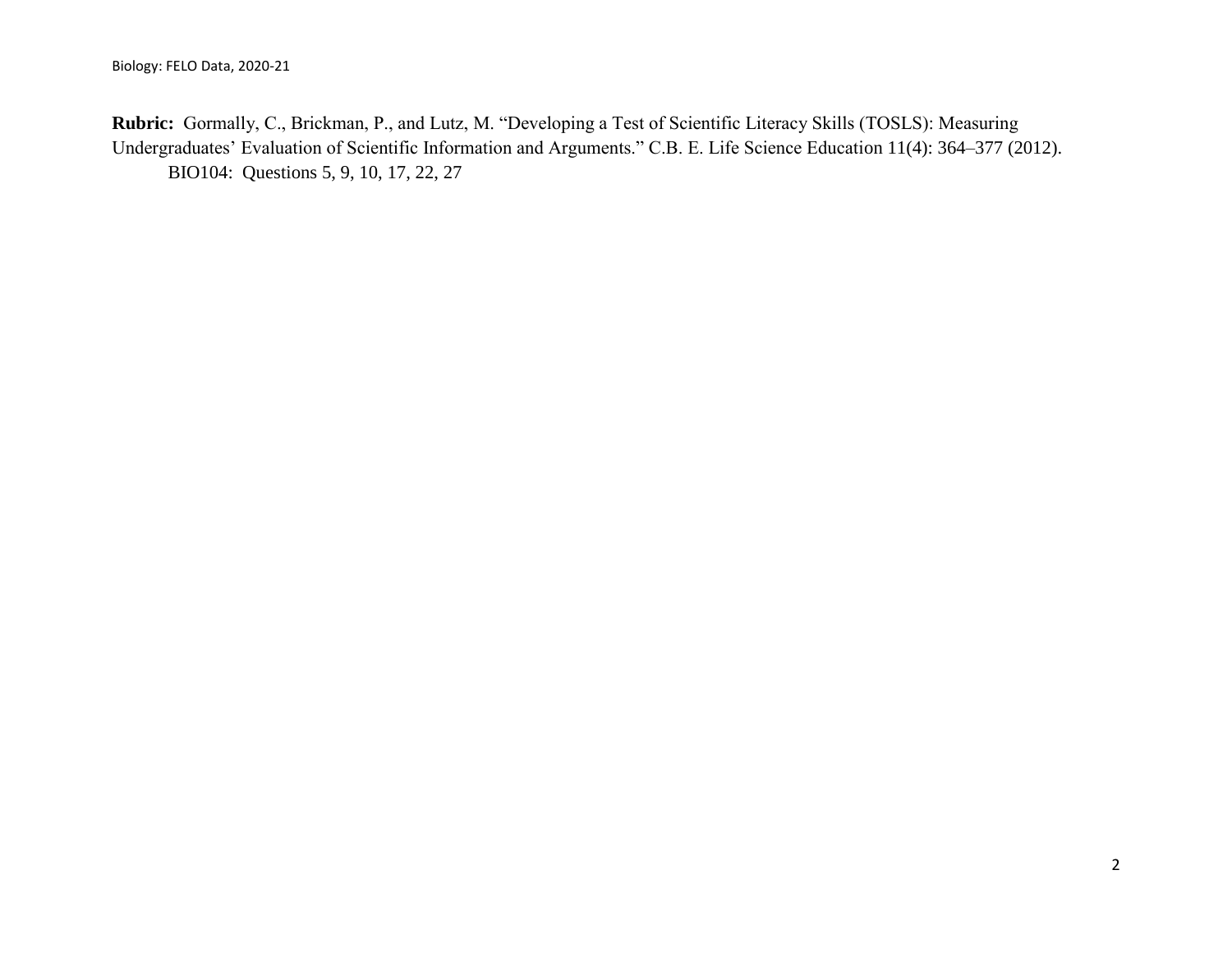**Rubric:** Gormally, C., Brickman, P., and Lutz, M. "Developing a Test of Scientific Literacy Skills (TOSLS): Measuring Undergraduates' Evaluation of Scientific Information and Arguments." C.B. E. Life Science Education 11(4): 364–377 (2012).

BIO104: Questions 5, 9, 10, 17, 22, 27